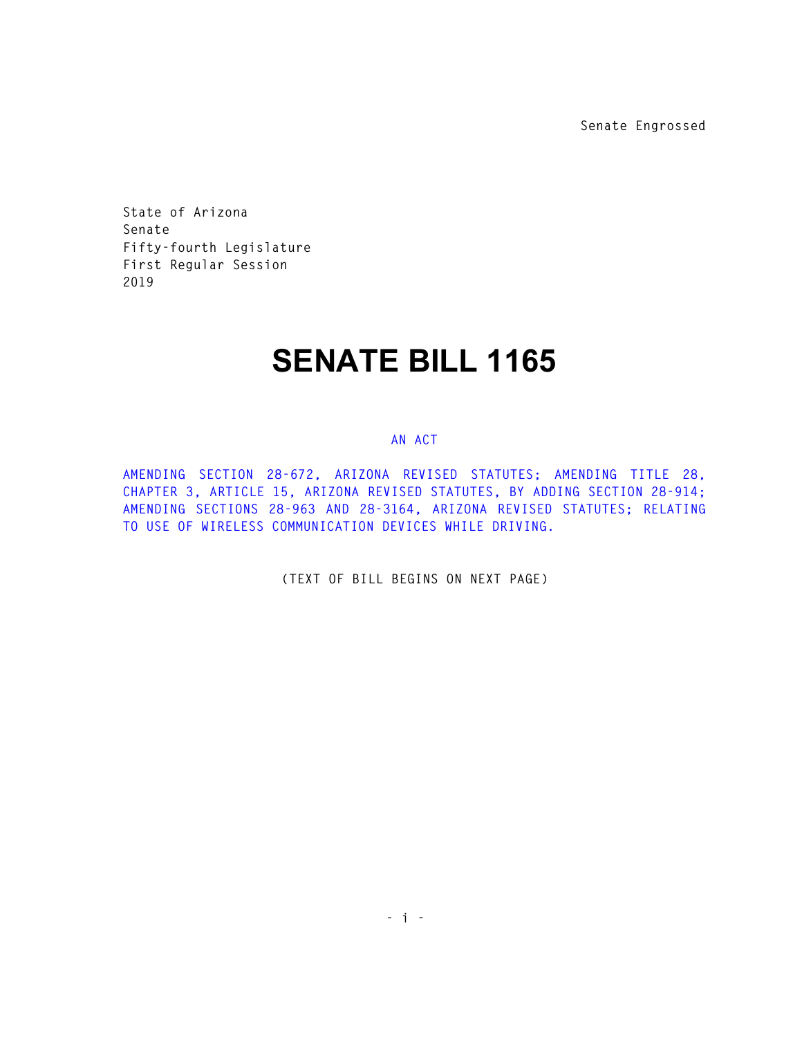Senate Engrossed

State of Arizona
Senate
Fifty-fourth Legislature
First Regular Session
2019

# SENATE BILL 1165

AN ACT

AMENDING SECTION 28-672, ARIZONA REVISED STATUTES; AMENDING TITLE 28, CHAPTER 3, ARTICLE 15, ARIZONA REVISED STATUTES, BY ADDING SECTION 28-914; AMENDING SECTIONS 28-963 AND 28-3164, ARIZONA REVISED STATUTES; RELATING TO USE OF WIRELESS COMMUNICATION DEVICES WHILE DRIVING.

(TEXT OF BILL BEGINS ON NEXT PAGE)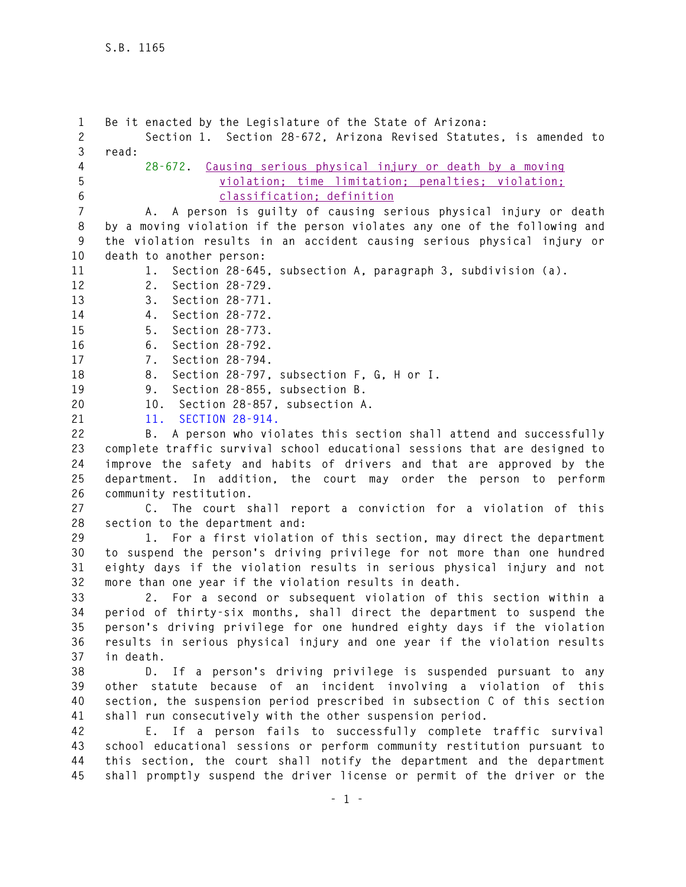Be it enacted by the Legislature of the State of Arizona:

Section 1. Section 28-672, Arizona Revised Statutes, is amended to read:

28-672. Causing serious physical injury or death by a moving violation; time limitation; penalties; violation; classification; definition

A. A person is guilty of causing serious physical injury or death by a moving violation if the person violates any one of the following and the violation results in an accident causing serious physical injury or death to another person:

1. Section 28-645, subsection A, paragraph 3, subdivision (a).
2. Section 28-729.
3. Section 28-771.
4. Section 28-772.
5. Section 28-773.
6. Section 28-792.
7. Section 28-794.
8. Section 28-797, subsection F, G, H or I.
9. Section 28-855, subsection B.
10. Section 28-857, subsection A.
11. SECTION 28-914.

B. A person who violates this section shall attend and successfully complete traffic survival school educational sessions that are designed to improve the safety and habits of drivers and that are approved by the department. In addition, the court may order the person to perform community restitution.

C. The court shall report a conviction for a violation of this section to the department and:

1. For a first violation of this section, may direct the department to suspend the person's driving privilege for not more than one hundred eighty days if the violation results in serious physical injury and not more than one year if the violation results in death.

2. For a second or subsequent violation of this section within a period of thirty-six months, shall direct the department to suspend the person's driving privilege for one hundred eighty days if the violation results in serious physical injury and one year if the violation results in death.

D. If a person's driving privilege is suspended pursuant to any other statute because of an incident involving a violation of this section, the suspension period prescribed in subsection C of this section shall run consecutively with the other suspension period.

E. If a person fails to successfully complete traffic survival school educational sessions or perform community restitution pursuant to this section, the court shall notify the department and the department shall promptly suspend the driver license or permit of the driver or the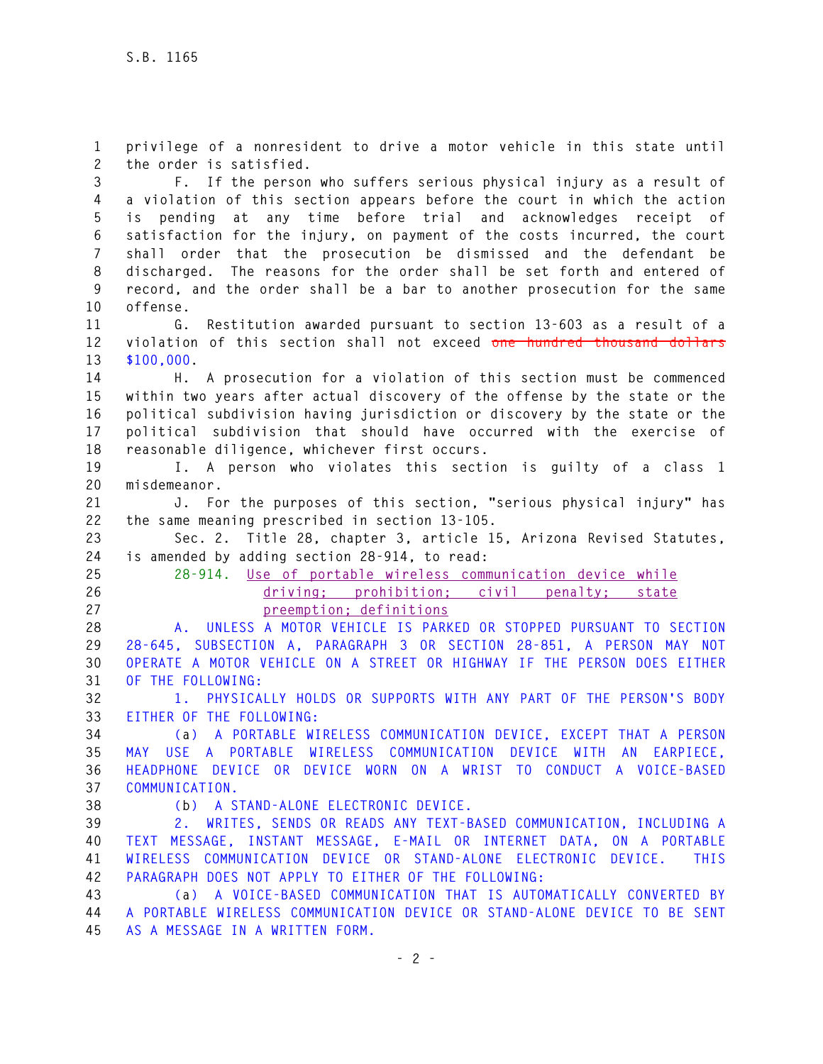privilege of a nonresident to drive a motor vehicle in this state until the order is satisfied.

F. If the person who suffers serious physical injury as a result of a violation of this section appears before the court in which the action is pending at any time before trial and acknowledges receipt of satisfaction for the injury, on payment of the costs incurred, the court shall order that the prosecution be dismissed and the defendant be discharged. The reasons for the order shall be set forth and entered of record, and the order shall be a bar to another prosecution for the same offense.

G. Restitution awarded pursuant to section 13-603 as a result of a violation of this section shall not exceed ~~one hundred thousand dollars~~ $100,000.

H. A prosecution for a violation of this section must be commenced within two years after actual discovery of the offense by the state or the political subdivision having jurisdiction or discovery by the state or the political subdivision that should have occurred with the exercise of reasonable diligence, whichever first occurs.

I. A person who violates this section is guilty of a class 1 misdemeanor.

J. For the purposes of this section, "serious physical injury" has the same meaning prescribed in section 13-105.

Sec. 2. Title 28, chapter 3, article 15, Arizona Revised Statutes, is amended by adding section 28-914, to read:

28-914. Use of portable wireless communication device while driving; prohibition; civil penalty; state preemption; definitions

A. UNLESS A MOTOR VEHICLE IS PARKED OR STOPPED PURSUANT TO SECTION 28-645, SUBSECTION A, PARAGRAPH 3 OR SECTION 28-851, A PERSON MAY NOT OPERATE A MOTOR VEHICLE ON A STREET OR HIGHWAY IF THE PERSON DOES EITHER OF THE FOLLOWING:

1. PHYSICALLY HOLDS OR SUPPORTS WITH ANY PART OF THE PERSON'S BODY EITHER OF THE FOLLOWING:

(a) A PORTABLE WIRELESS COMMUNICATION DEVICE, EXCEPT THAT A PERSON MAY USE A PORTABLE WIRELESS COMMUNICATION DEVICE WITH AN EARPIECE, HEADPHONE DEVICE OR DEVICE WORN ON A WRIST TO CONDUCT A VOICE-BASED COMMUNICATION.

(b) A STAND-ALONE ELECTRONIC DEVICE.

2. WRITES, SENDS OR READS ANY TEXT-BASED COMMUNICATION, INCLUDING A TEXT MESSAGE, INSTANT MESSAGE, E-MAIL OR INTERNET DATA, ON A PORTABLE WIRELESS COMMUNICATION DEVICE OR STAND-ALONE ELECTRONIC DEVICE. THIS PARAGRAPH DOES NOT APPLY TO EITHER OF THE FOLLOWING:

(a) A VOICE-BASED COMMUNICATION THAT IS AUTOMATICALLY CONVERTED BY A PORTABLE WIRELESS COMMUNICATION DEVICE OR STAND-ALONE DEVICE TO BE SENT AS A MESSAGE IN A WRITTEN FORM.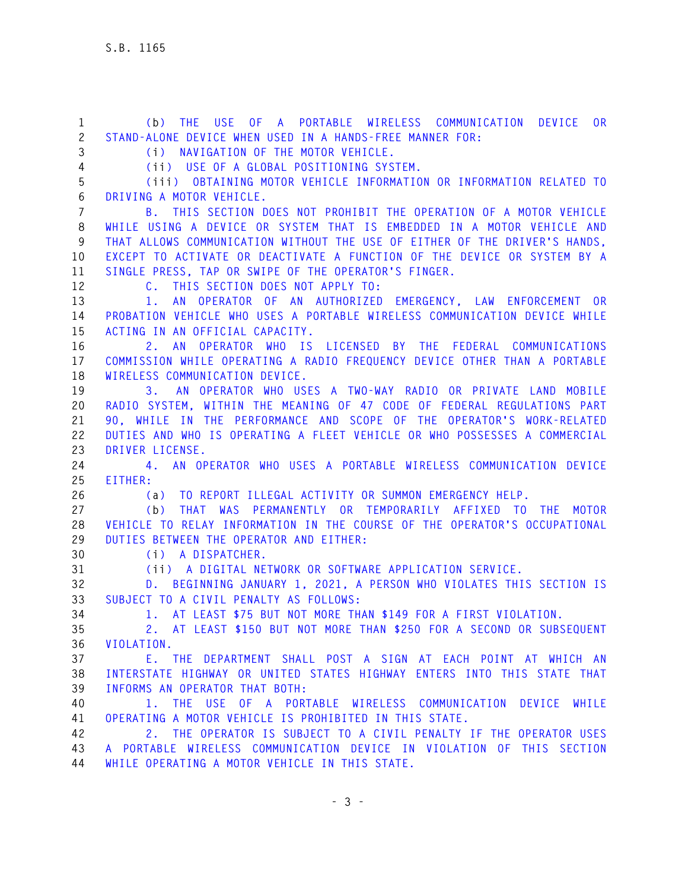(b) THE USE OF A PORTABLE WIRELESS COMMUNICATION DEVICE OR STAND-ALONE DEVICE WHEN USED IN A HANDS-FREE MANNER FOR:

(i) NAVIGATION OF THE MOTOR VEHICLE.

(ii) USE OF A GLOBAL POSITIONING SYSTEM.

(iii) OBTAINING MOTOR VEHICLE INFORMATION OR INFORMATION RELATED TO DRIVING A MOTOR VEHICLE.

B. THIS SECTION DOES NOT PROHIBIT THE OPERATION OF A MOTOR VEHICLE WHILE USING A DEVICE OR SYSTEM THAT IS EMBEDDED IN A MOTOR VEHICLE AND THAT ALLOWS COMMUNICATION WITHOUT THE USE OF EITHER OF THE DRIVER'S HANDS, EXCEPT TO ACTIVATE OR DEACTIVATE A FUNCTION OF THE DEVICE OR SYSTEM BY A SINGLE PRESS, TAP OR SWIPE OF THE OPERATOR'S FINGER.

C. THIS SECTION DOES NOT APPLY TO:

1. AN OPERATOR OF AN AUTHORIZED EMERGENCY, LAW ENFORCEMENT OR PROBATION VEHICLE WHO USES A PORTABLE WIRELESS COMMUNICATION DEVICE WHILE ACTING IN AN OFFICIAL CAPACITY.

2. AN OPERATOR WHO IS LICENSED BY THE FEDERAL COMMUNICATIONS COMMISSION WHILE OPERATING A RADIO FREQUENCY DEVICE OTHER THAN A PORTABLE WIRELESS COMMUNICATION DEVICE.

3. AN OPERATOR WHO USES A TWO-WAY RADIO OR PRIVATE LAND MOBILE RADIO SYSTEM, WITHIN THE MEANING OF 47 CODE OF FEDERAL REGULATIONS PART 90, WHILE IN THE PERFORMANCE AND SCOPE OF THE OPERATOR'S WORK-RELATED DUTIES AND WHO IS OPERATING A FLEET VEHICLE OR WHO POSSESSES A COMMERCIAL DRIVER LICENSE.

4. AN OPERATOR WHO USES A PORTABLE WIRELESS COMMUNICATION DEVICE EITHER:

(a) TO REPORT ILLEGAL ACTIVITY OR SUMMON EMERGENCY HELP.

(b) THAT WAS PERMANENTLY OR TEMPORARILY AFFIXED TO THE MOTOR VEHICLE TO RELAY INFORMATION IN THE COURSE OF THE OPERATOR'S OCCUPATIONAL DUTIES BETWEEN THE OPERATOR AND EITHER:

(i) A DISPATCHER.

(ii) A DIGITAL NETWORK OR SOFTWARE APPLICATION SERVICE.

D. BEGINNING JANUARY 1, 2021, A PERSON WHO VIOLATES THIS SECTION IS SUBJECT TO A CIVIL PENALTY AS FOLLOWS:

1. AT LEAST $75 BUT NOT MORE THAN $149 FOR A FIRST VIOLATION.

2. AT LEAST $150 BUT NOT MORE THAN $250 FOR A SECOND OR SUBSEQUENT VIOLATION.

E. THE DEPARTMENT SHALL POST A SIGN AT EACH POINT AT WHICH AN INTERSTATE HIGHWAY OR UNITED STATES HIGHWAY ENTERS INTO THIS STATE THAT INFORMS AN OPERATOR THAT BOTH:

1. THE USE OF A PORTABLE WIRELESS COMMUNICATION DEVICE WHILE OPERATING A MOTOR VEHICLE IS PROHIBITED IN THIS STATE.

2. THE OPERATOR IS SUBJECT TO A CIVIL PENALTY IF THE OPERATOR USES A PORTABLE WIRELESS COMMUNICATION DEVICE IN VIOLATION OF THIS SECTION WHILE OPERATING A MOTOR VEHICLE IN THIS STATE.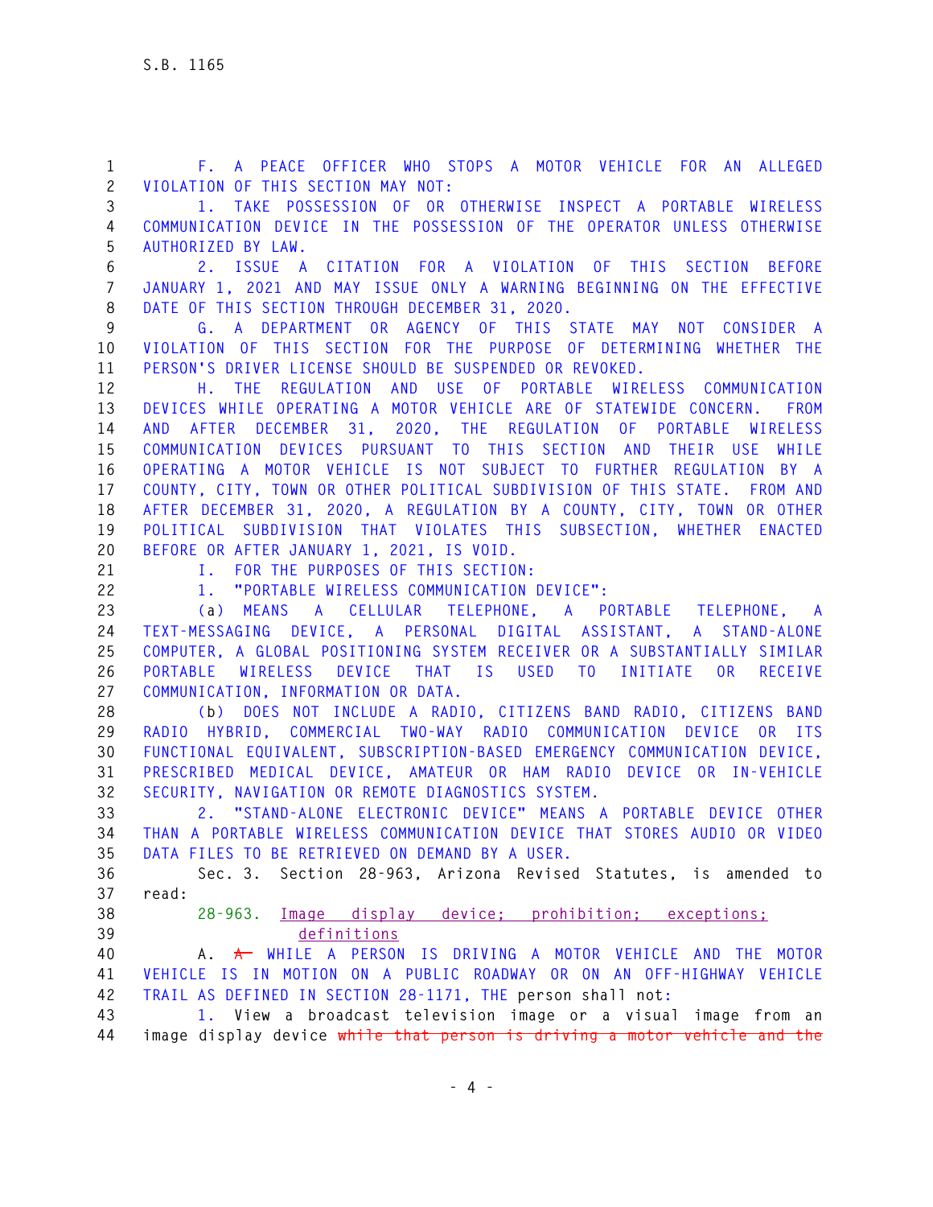F. A PEACE OFFICER WHO STOPS A MOTOR VEHICLE FOR AN ALLEGED VIOLATION OF THIS SECTION MAY NOT:

1. TAKE POSSESSION OF OR OTHERWISE INSPECT A PORTABLE WIRELESS COMMUNICATION DEVICE IN THE POSSESSION OF THE OPERATOR UNLESS OTHERWISE AUTHORIZED BY LAW.

2. ISSUE A CITATION FOR A VIOLATION OF THIS SECTION BEFORE JANUARY 1, 2021 AND MAY ISSUE ONLY A WARNING BEGINNING ON THE EFFECTIVE DATE OF THIS SECTION THROUGH DECEMBER 31, 2020.

G. A DEPARTMENT OR AGENCY OF THIS STATE MAY NOT CONSIDER A VIOLATION OF THIS SECTION FOR THE PURPOSE OF DETERMINING WHETHER THE PERSON'S DRIVER LICENSE SHOULD BE SUSPENDED OR REVOKED.

H. THE REGULATION AND USE OF PORTABLE WIRELESS COMMUNICATION DEVICES WHILE OPERATING A MOTOR VEHICLE ARE OF STATEWIDE CONCERN. FROM AND AFTER DECEMBER 31, 2020, THE REGULATION OF PORTABLE WIRELESS COMMUNICATION DEVICES PURSUANT TO THIS SECTION AND THEIR USE WHILE OPERATING A MOTOR VEHICLE IS NOT SUBJECT TO FURTHER REGULATION BY A COUNTY, CITY, TOWN OR OTHER POLITICAL SUBDIVISION OF THIS STATE. FROM AND AFTER DECEMBER 31, 2020, A REGULATION BY A COUNTY, CITY, TOWN OR OTHER POLITICAL SUBDIVISION THAT VIOLATES THIS SUBSECTION, WHETHER ENACTED BEFORE OR AFTER JANUARY 1, 2021, IS VOID.

I. FOR THE PURPOSES OF THIS SECTION:

1. "PORTABLE WIRELESS COMMUNICATION DEVICE":

(a) MEANS A CELLULAR TELEPHONE, A PORTABLE TELEPHONE, A TEXT-MESSAGING DEVICE, A PERSONAL DIGITAL ASSISTANT, A STAND-ALONE COMPUTER, A GLOBAL POSITIONING SYSTEM RECEIVER OR A SUBSTANTIALLY SIMILAR PORTABLE WIRELESS DEVICE THAT IS USED TO INITIATE OR RECEIVE COMMUNICATION, INFORMATION OR DATA.

(b) DOES NOT INCLUDE A RADIO, CITIZENS BAND RADIO, CITIZENS BAND RADIO HYBRID, COMMERCIAL TWO-WAY RADIO COMMUNICATION DEVICE OR ITS FUNCTIONAL EQUIVALENT, SUBSCRIPTION-BASED EMERGENCY COMMUNICATION DEVICE, PRESCRIBED MEDICAL DEVICE, AMATEUR OR HAM RADIO DEVICE OR IN-VEHICLE SECURITY, NAVIGATION OR REMOTE DIAGNOSTICS SYSTEM.

2. "STAND-ALONE ELECTRONIC DEVICE" MEANS A PORTABLE DEVICE OTHER THAN A PORTABLE WIRELESS COMMUNICATION DEVICE THAT STORES AUDIO OR VIDEO DATA FILES TO BE RETRIEVED ON DEMAND BY A USER.

Sec. 3. Section 28-963, Arizona Revised Statutes, is amended to read:

28-963. Image display device; prohibition; exceptions; definitions

A. ~~A~~ WHILE A PERSON IS DRIVING A MOTOR VEHICLE AND THE MOTOR VEHICLE IS IN MOTION ON A PUBLIC ROADWAY OR ON AN OFF-HIGHWAY VEHICLE TRAIL AS DEFINED IN SECTION 28-1171, THE person shall not:

1. View a broadcast television image or a visual image from an image display device ~~while that person is driving a motor vehicle and the~~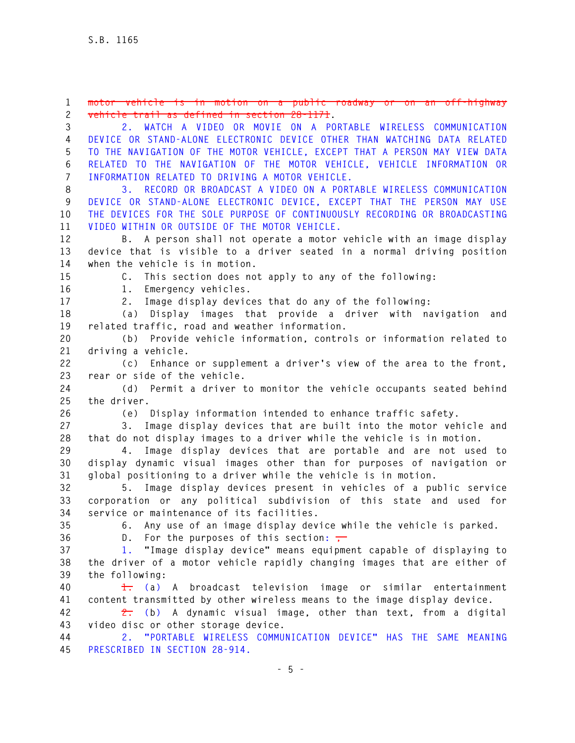~~motor vehicle is in motion on a public roadway or on an off-highway vehicle trail as defined in section 28-1171~~.

2. WATCH A VIDEO OR MOVIE ON A PORTABLE WIRELESS COMMUNICATION DEVICE OR STAND-ALONE ELECTRONIC DEVICE OTHER THAN WATCHING DATA RELATED TO THE NAVIGATION OF THE MOTOR VEHICLE, EXCEPT THAT A PERSON MAY VIEW DATA RELATED TO THE NAVIGATION OF THE MOTOR VEHICLE, VEHICLE INFORMATION OR INFORMATION RELATED TO DRIVING A MOTOR VEHICLE.

3. RECORD OR BROADCAST A VIDEO ON A PORTABLE WIRELESS COMMUNICATION DEVICE OR STAND-ALONE ELECTRONIC DEVICE, EXCEPT THAT THE PERSON MAY USE THE DEVICES FOR THE SOLE PURPOSE OF CONTINUOUSLY RECORDING OR BROADCASTING VIDEO WITHIN OR OUTSIDE OF THE MOTOR VEHICLE.

B. A person shall not operate a motor vehicle with an image display device that is visible to a driver seated in a normal driving position when the vehicle is in motion.

C. This section does not apply to any of the following:

1. Emergency vehicles.

2. Image display devices that do any of the following:

(a) Display images that provide a driver with navigation and related traffic, road and weather information.

(b) Provide vehicle information, controls or information related to driving a vehicle.

(c) Enhance or supplement a driver's view of the area to the front, rear or side of the vehicle.

(d) Permit a driver to monitor the vehicle occupants seated behind the driver.

(e) Display information intended to enhance traffic safety.

3. Image display devices that are built into the motor vehicle and that do not display images to a driver while the vehicle is in motion.

4. Image display devices that are portable and are not used to display dynamic visual images other than for purposes of navigation or global positioning to a driver while the vehicle is in motion.

5. Image display devices present in vehicles of a public service corporation or any political subdivision of this state and used for service or maintenance of its facilities.

6. Any use of an image display device while the vehicle is parked.

D. For the purposes of this section: ~~,~~

1. "Image display device" means equipment capable of displaying to the driver of a motor vehicle rapidly changing images that are either of the following:

~~1.~~ (a) A broadcast television image or similar entertainment content transmitted by other wireless means to the image display device.

~~2.~~ (b) A dynamic visual image, other than text, from a digital video disc or other storage device.

2. "PORTABLE WIRELESS COMMUNICATION DEVICE" HAS THE SAME MEANING PRESCRIBED IN SECTION 28-914.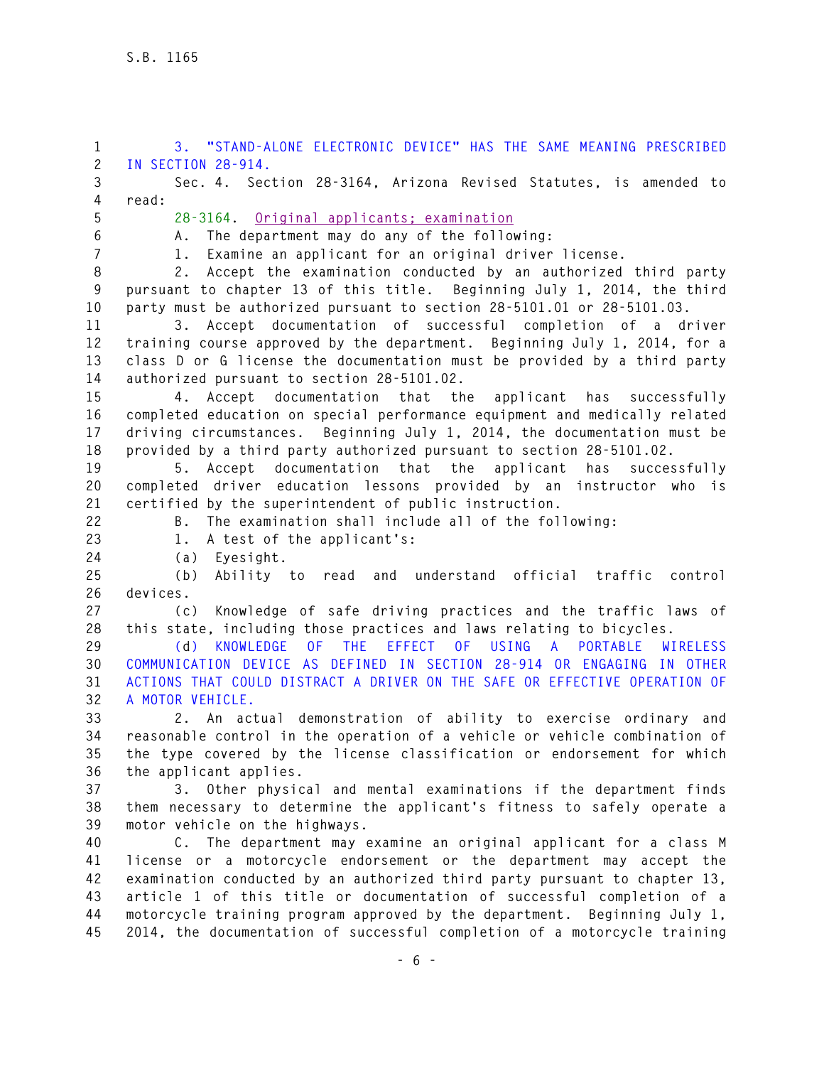3. "STAND-ALONE ELECTRONIC DEVICE" HAS THE SAME MEANING PRESCRIBED IN SECTION 28-914.

Sec. 4. Section 28-3164, Arizona Revised Statutes, is amended to read:

28-3164. Original applicants; examination

A. The department may do any of the following:

1. Examine an applicant for an original driver license.

2. Accept the examination conducted by an authorized third party pursuant to chapter 13 of this title. Beginning July 1, 2014, the third party must be authorized pursuant to section 28-5101.01 or 28-5101.03.

3. Accept documentation of successful completion of a driver training course approved by the department. Beginning July 1, 2014, for a class D or G license the documentation must be provided by a third party authorized pursuant to section 28-5101.02.

4. Accept documentation that the applicant has successfully completed education on special performance equipment and medically related driving circumstances. Beginning July 1, 2014, the documentation must be provided by a third party authorized pursuant to section 28-5101.02.

5. Accept documentation that the applicant has successfully completed driver education lessons provided by an instructor who is certified by the superintendent of public instruction.

B. The examination shall include all of the following:

1. A test of the applicant's:

(a) Eyesight.

(b) Ability to read and understand official traffic control devices.

(c) Knowledge of safe driving practices and the traffic laws of this state, including those practices and laws relating to bicycles.

(d) KNOWLEDGE OF THE EFFECT OF USING A PORTABLE WIRELESS COMMUNICATION DEVICE AS DEFINED IN SECTION 28-914 OR ENGAGING IN OTHER ACTIONS THAT COULD DISTRACT A DRIVER ON THE SAFE OR EFFECTIVE OPERATION OF A MOTOR VEHICLE.

2. An actual demonstration of ability to exercise ordinary and reasonable control in the operation of a vehicle or vehicle combination of the type covered by the license classification or endorsement for which the applicant applies.

3. Other physical and mental examinations if the department finds them necessary to determine the applicant's fitness to safely operate a motor vehicle on the highways.

C. The department may examine an original applicant for a class M license or a motorcycle endorsement or the department may accept the examination conducted by an authorized third party pursuant to chapter 13, article 1 of this title or documentation of successful completion of a motorcycle training program approved by the department. Beginning July 1, 2014, the documentation of successful completion of a motorcycle training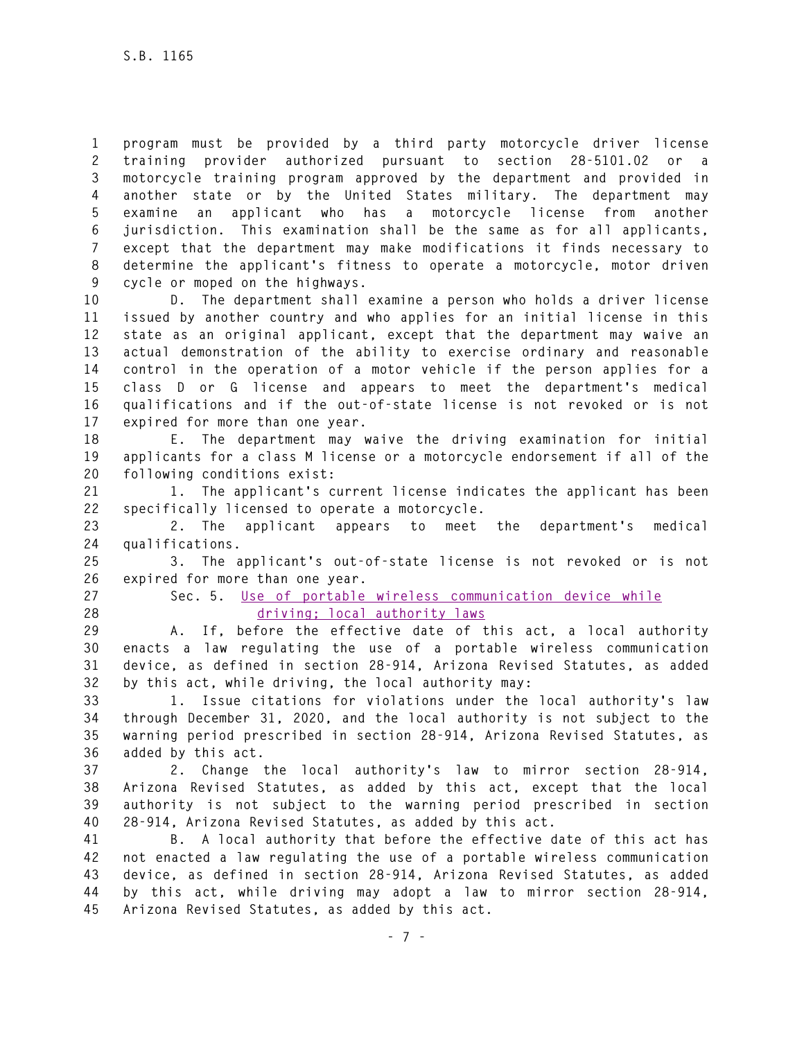program must be provided by a third party motorcycle driver license training provider authorized pursuant to section 28-5101.02 or a motorcycle training program approved by the department and provided in another state or by the United States military. The department may examine an applicant who has a motorcycle license from another jurisdiction. This examination shall be the same as for all applicants, except that the department may make modifications it finds necessary to determine the applicant's fitness to operate a motorcycle, motor driven cycle or moped on the highways.

D. The department shall examine a person who holds a driver license issued by another country and who applies for an initial license in this state as an original applicant, except that the department may waive an actual demonstration of the ability to exercise ordinary and reasonable control in the operation of a motor vehicle if the person applies for a class D or G license and appears to meet the department's medical qualifications and if the out-of-state license is not revoked or is not expired for more than one year.

E. The department may waive the driving examination for initial applicants for a class M license or a motorcycle endorsement if all of the following conditions exist:

1. The applicant's current license indicates the applicant has been specifically licensed to operate a motorcycle.

2. The applicant appears to meet the department's medical qualifications.

3. The applicant's out-of-state license is not revoked or is not expired for more than one year.

Sec. 5. Use of portable wireless communication device while driving; local authority laws

A. If, before the effective date of this act, a local authority enacts a law regulating the use of a portable wireless communication device, as defined in section 28-914, Arizona Revised Statutes, as added by this act, while driving, the local authority may:

1. Issue citations for violations under the local authority's law through December 31, 2020, and the local authority is not subject to the warning period prescribed in section 28-914, Arizona Revised Statutes, as added by this act.

2. Change the local authority's law to mirror section 28-914, Arizona Revised Statutes, as added by this act, except that the local authority is not subject to the warning period prescribed in section 28-914, Arizona Revised Statutes, as added by this act.

B. A local authority that before the effective date of this act has not enacted a law regulating the use of a portable wireless communication device, as defined in section 28-914, Arizona Revised Statutes, as added by this act, while driving may adopt a law to mirror section 28-914, Arizona Revised Statutes, as added by this act.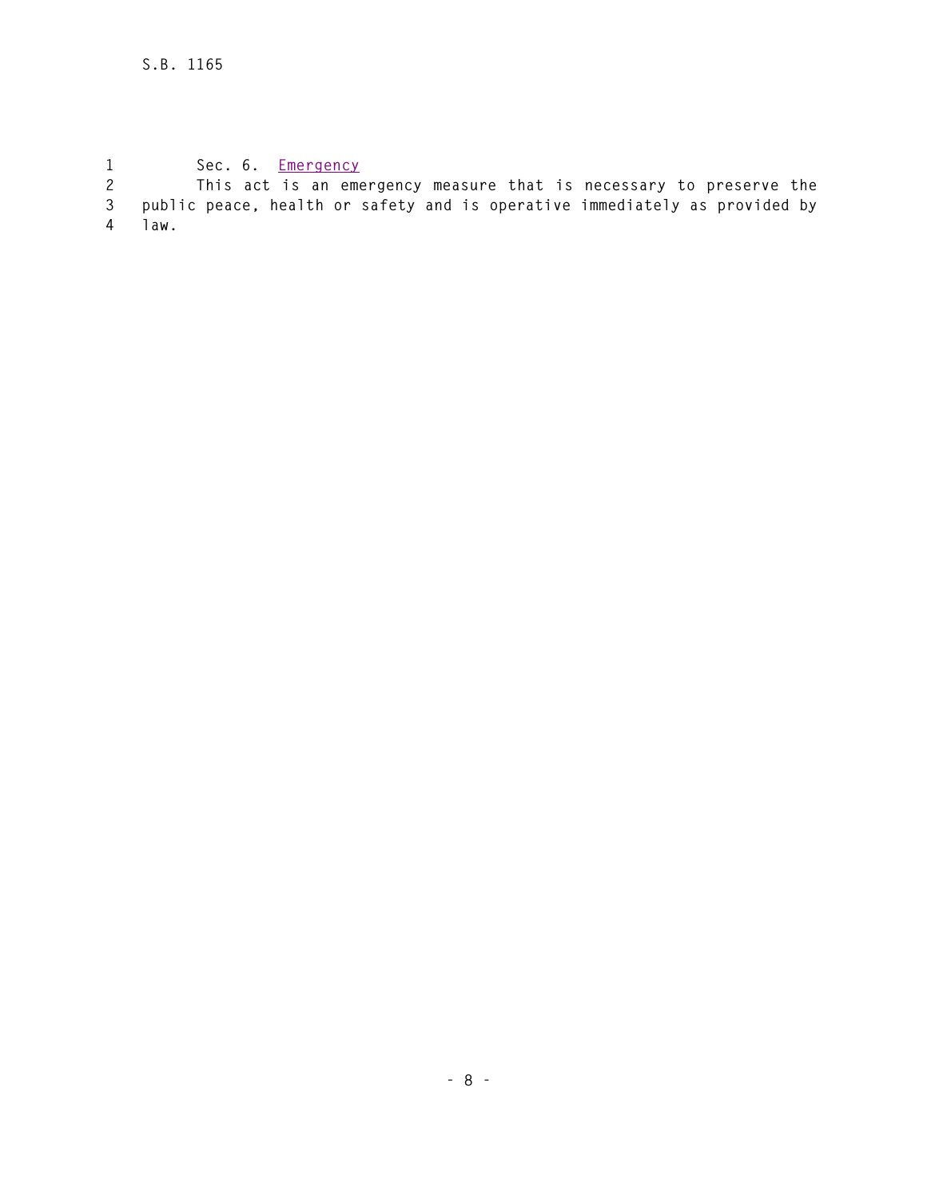Sec. 6. Emergency

This act is an emergency measure that is necessary to preserve the public peace, health or safety and is operative immediately as provided by law.